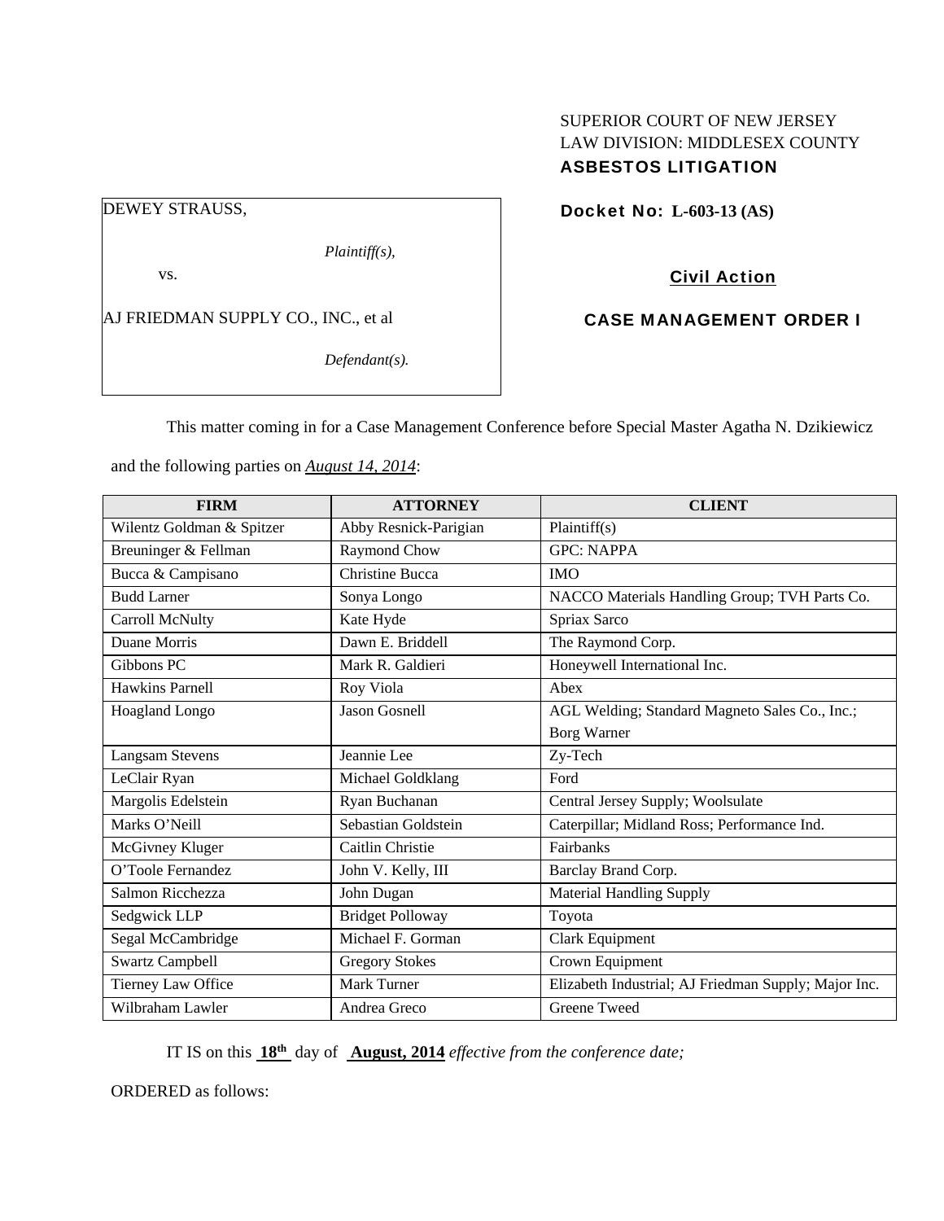SUPERIOR COURT OF NEW JERSEY
LAW DIVISION: MIDDLESEX COUNTY
**ASBESTOS LITIGATION**

DEWEY STRAUSS,

*Plaintiff(s),*

vs.

AJ FRIEDMAN SUPPLY CO., INC., et al

*Defendant(s).*

**Docket No: L-603-13 (AS)**

**Civil Action**

**CASE MANAGEMENT ORDER I**

This matter coming in for a Case Management Conference before Special Master Agatha N. Dzikiewicz and the following parties on ***August 14, 2014***:

| FIRM | ATTORNEY | CLIENT |
|---|---|---|
| Wilentz Goldman & Spitzer | Abby Resnick-Parigian | Plaintiff(s) |
| Breuninger & Fellman | Raymond Chow | GPC: NAPPA |
| Bucca & Campisano | Christine Bucca | IMO |
| Budd Larner | Sonya Longo | NACCO Materials Handling Group; TVH Parts Co. |
| Carroll McNulty | Kate Hyde | Spriax Sarco |
| Duane Morris | Dawn E. Briddell | The Raymond Corp. |
| Gibbons PC | Mark R. Galdieri | Honeywell International Inc. |
| Hawkins Parnell | Roy Viola | Abex |
| Hoagland Longo | Jason Gosnell | AGL Welding; Standard Magneto Sales Co., Inc.; Borg Warner |
| Langsam Stevens | Jeannie Lee | Zy-Tech |
| LeClair Ryan | Michael Goldklang | Ford |
| Margolis Edelstein | Ryan Buchanan | Central Jersey Supply; Woolsulate |
| Marks O'Neill | Sebastian Goldstein | Caterpillar; Midland Ross; Performance Ind. |
| McGivney Kluger | Caitlin Christie | Fairbanks |
| O'Toole Fernandez | John V. Kelly, III | Barclay Brand Corp. |
| Salmon Ricchezza | John Dugan | Material Handling Supply |
| Sedgwick LLP | Bridget Polloway | Toyota |
| Segal McCambridge | Michael F. Gorman | Clark Equipment |
| Swartz Campbell | Gregory Stokes | Crown Equipment |
| Tierney Law Office | Mark Turner | Elizabeth Industrial; AJ Friedman Supply; Major Inc. |
| Wilbraham Lawler | Andrea Greco | Greene Tweed |

IT IS on this **18th** day of **August, 2014** *effective from the conference date;*

ORDERED as follows: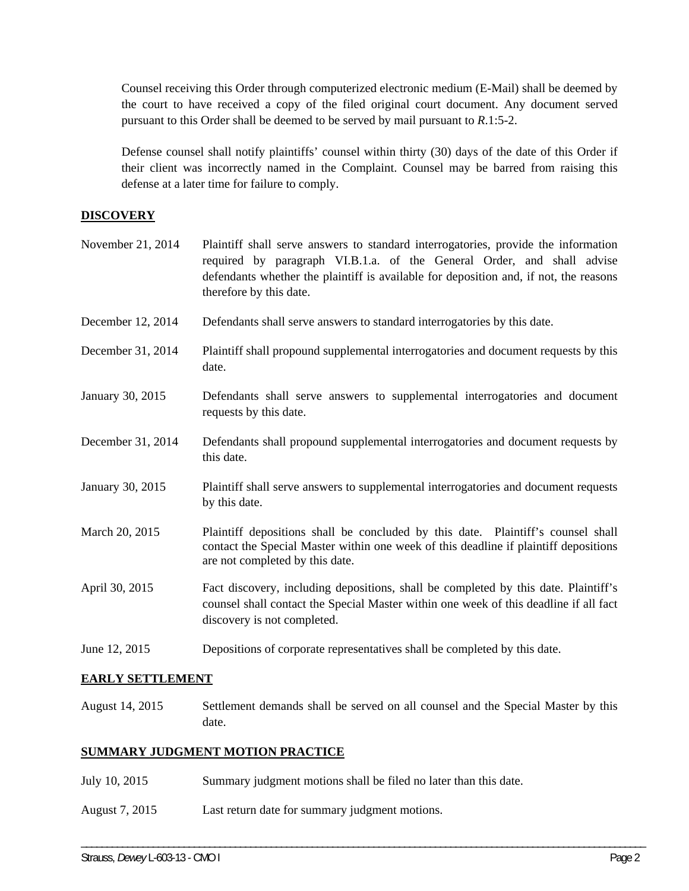Counsel receiving this Order through computerized electronic medium (E-Mail) shall be deemed by the court to have received a copy of the filed original court document. Any document served pursuant to this Order shall be deemed to be served by mail pursuant to *R*.1:5-2.

Defense counsel shall notify plaintiffs' counsel within thirty (30) days of the date of this Order if their client was incorrectly named in the Complaint. Counsel may be barred from raising this defense at a later time for failure to comply.

## DISCOVERY

| | |
|---|---|
| November 21, 2014 | Plaintiff shall serve answers to standard interrogatories, provide the information required by paragraph VI.B.1.a. of the General Order, and shall advise defendants whether the plaintiff is available for deposition and, if not, the reasons therefore by this date. |
| December 12, 2014 | Defendants shall serve answers to standard interrogatories by this date. |
| December 31, 2014 | Plaintiff shall propound supplemental interrogatories and document requests by this date. |
| January 30, 2015 | Defendants shall serve answers to supplemental interrogatories and document requests by this date. |
| December 31, 2014 | Defendants shall propound supplemental interrogatories and document requests by this date. |
| January 30, 2015 | Plaintiff shall serve answers to supplemental interrogatories and document requests by this date. |
| March 20, 2015 | Plaintiff depositions shall be concluded by this date. Plaintiff's counsel shall contact the Special Master within one week of this deadline if plaintiff depositions are not completed by this date. |
| April 30, 2015 | Fact discovery, including depositions, shall be completed by this date. Plaintiff's counsel shall contact the Special Master within one week of this deadline if all fact discovery is not completed. |
| June 12, 2015 | Depositions of corporate representatives shall be completed by this date. |

## EARLY SETTLEMENT

| | |
|---|---|
| August 14, 2015 | Settlement demands shall be served on all counsel and the Special Master by this date. |

## SUMMARY JUDGMENT MOTION PRACTICE

| | |
|---|---|
| July 10, 2015 | Summary judgment motions shall be filed no later than this date. |
| August 7, 2015 | Last return date for summary judgment motions. |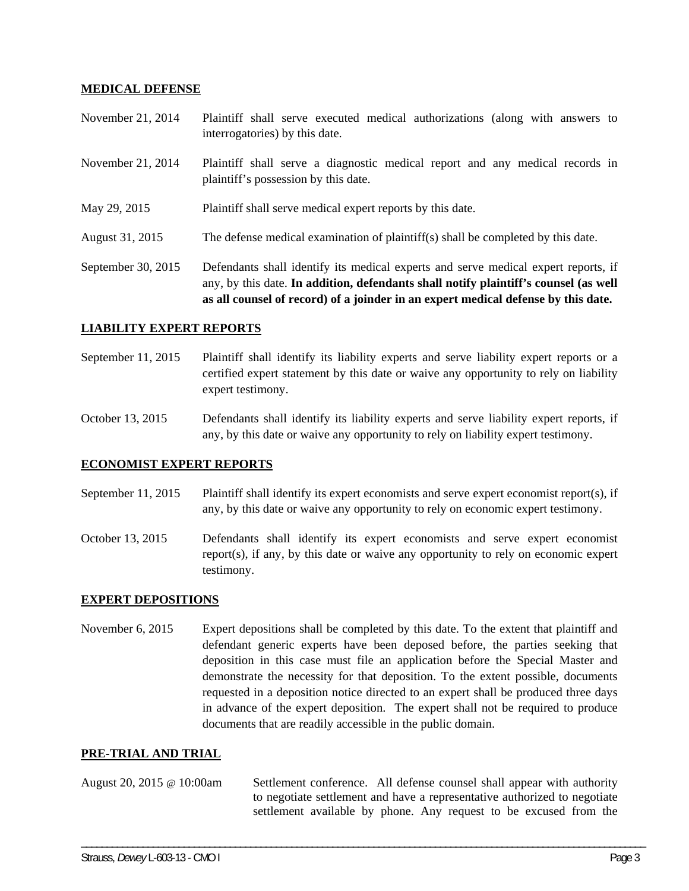**MEDICAL DEFENSE**

| | |
|---|---|
| November 21, 2014 | Plaintiff shall serve executed medical authorizations (along with answers to interrogatories) by this date. |
| November 21, 2014 | Plaintiff shall serve a diagnostic medical report and any medical records in plaintiff's possession by this date. |
| May 29, 2015 | Plaintiff shall serve medical expert reports by this date. |
| August 31, 2015 | The defense medical examination of plaintiff(s) shall be completed by this date. |
| September 30, 2015 | Defendants shall identify its medical experts and serve medical expert reports, if any, by this date. **In addition, defendants shall notify plaintiff's counsel (as well as all counsel of record) of a joinder in an expert medical defense by this date.** |

**LIABILITY EXPERT REPORTS**

| | |
|---|---|
| September 11, 2015 | Plaintiff shall identify its liability experts and serve liability expert reports or a certified expert statement by this date or waive any opportunity to rely on liability expert testimony. |
| October 13, 2015 | Defendants shall identify its liability experts and serve liability expert reports, if any, by this date or waive any opportunity to rely on liability expert testimony. |

**ECONOMIST EXPERT REPORTS**

| | |
|---|---|
| September 11, 2015 | Plaintiff shall identify its expert economists and serve expert economist report(s), if any, by this date or waive any opportunity to rely on economic expert testimony. |
| October 13, 2015 | Defendants shall identify its expert economists and serve expert economist report(s), if any, by this date or waive any opportunity to rely on economic expert testimony. |

**EXPERT DEPOSITIONS**

| | |
|---|---|
| November 6, 2015 | Expert depositions shall be completed by this date. To the extent that plaintiff and defendant generic experts have been deposed before, the parties seeking that deposition in this case must file an application before the Special Master and demonstrate the necessity for that deposition. To the extent possible, documents requested in a deposition notice directed to an expert shall be produced three days in advance of the expert deposition. The expert shall not be required to produce documents that are readily accessible in the public domain. |

**PRE-TRIAL AND TRIAL**

| | |
|---|---|
| August 20, 2015 @ 10:00am | Settlement conference. All defense counsel shall appear with authority to negotiate settlement and have a representative authorized to negotiate settlement available by phone. Any request to be excused from the |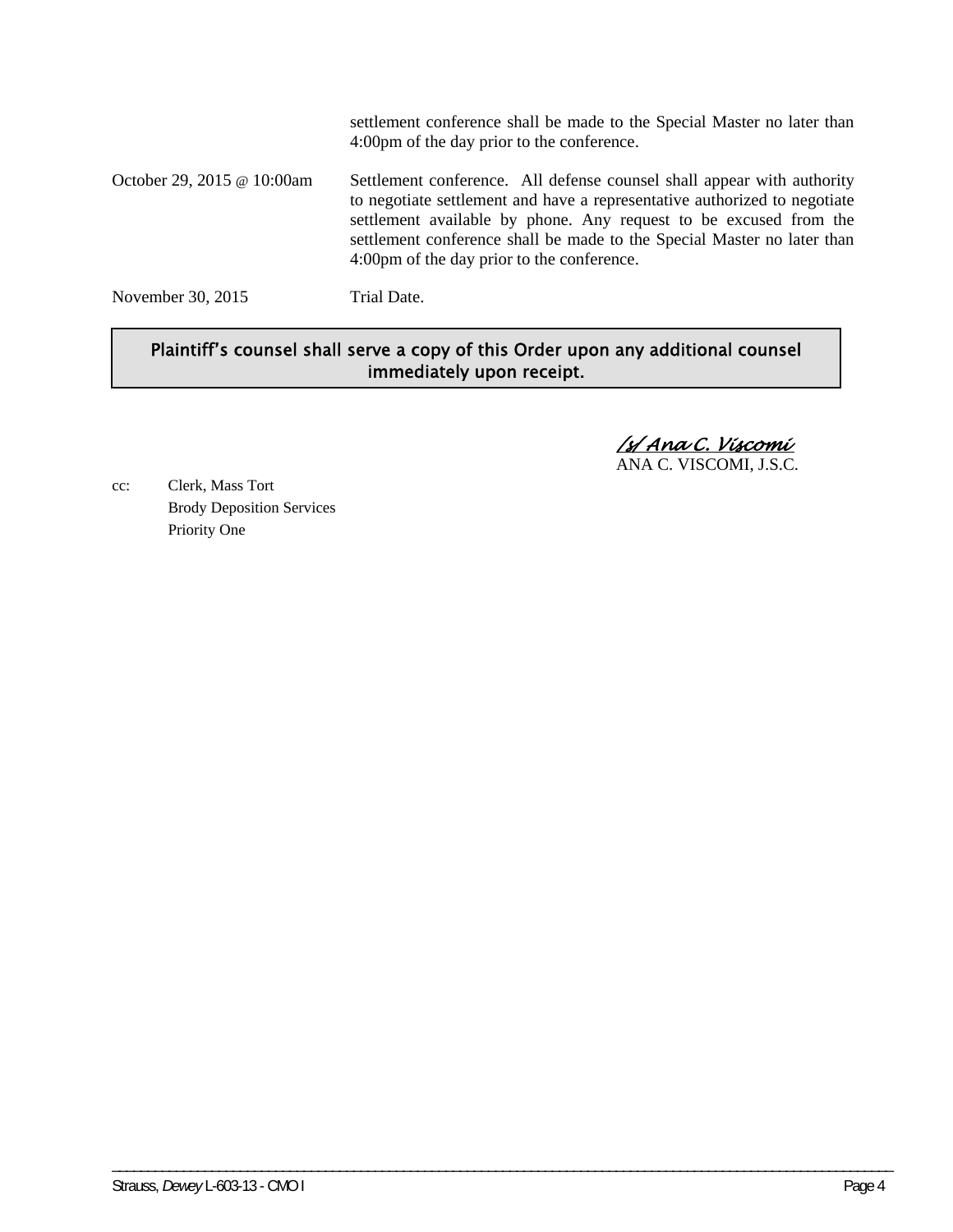| | |
|---|---|
| | settlement conference shall be made to the Special Master no later than 4:00pm of the day prior to the conference. |
| October 29, 2015 @ 10:00am | Settlement conference. All defense counsel shall appear with authority to negotiate settlement and have a representative authorized to negotiate settlement available by phone. Any request to be excused from the settlement conference shall be made to the Special Master no later than 4:00pm of the day prior to the conference. |
| November 30, 2015 | Trial Date. |

**Plaintiff's counsel shall serve a copy of this Order upon any additional counsel immediately upon receipt.**

*/s/ Ana C. Viscomi*
ANA C. VISCOMI, J.S.C.

cc: Clerk, Mass Tort
Brody Deposition Services
Priority One